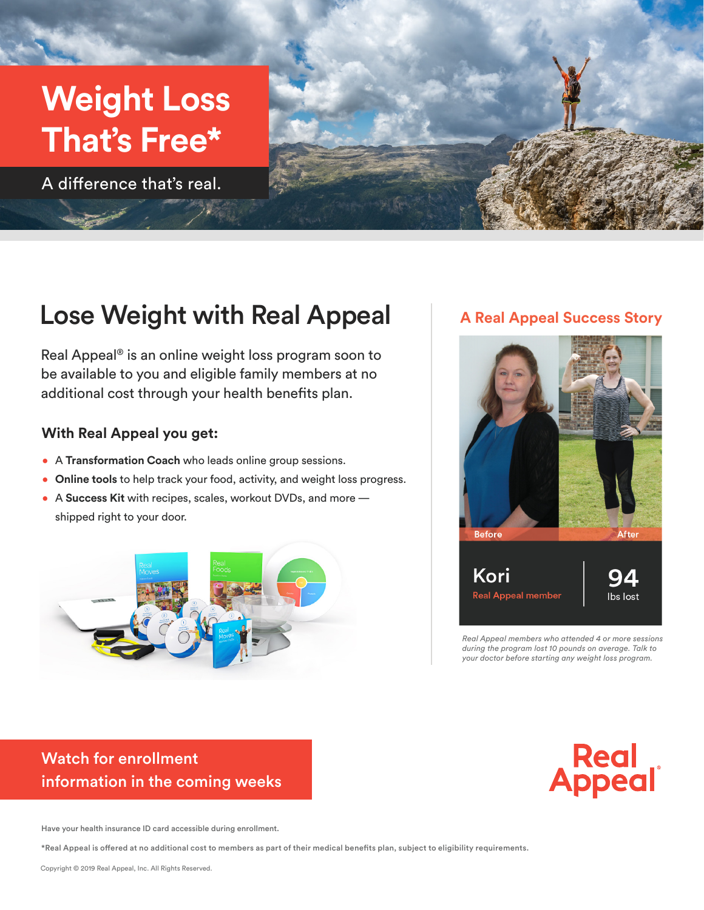# Weight Loss That's Free*

A difference that's real.

## Lose Weight with Real Appeal

Real Appeal® is an online weight loss program soon to be available to you and eligible family members at no additional cost through your health benefits plan.

### With Real Appeal you get:

- A **Transformation Coach** who leads online group sessions.
- **Online tools** to help track your food, activity, and weight loss progress.
- A **Success Kit** with recipes, scales, workout DVDs, and more — shipped right to your door.

## A Real Appeal Success Story

Before

After

**Kori**
Real Appeal member

**94**
lbs lost

*Real Appeal members who attended 4 or more sessions during the program lost 10 pounds on average. Talk to your doctor before starting any weight loss program.*

**Watch for enrollment information in the coming weeks**

Real Appeal®

Have your health insurance ID card accessible during enrollment.

*Real Appeal is offered at no additional cost to members as part of their medical benefits plan, subject to eligibility requirements.

Copyright © 2019 Real Appeal, Inc. All Rights Reserved.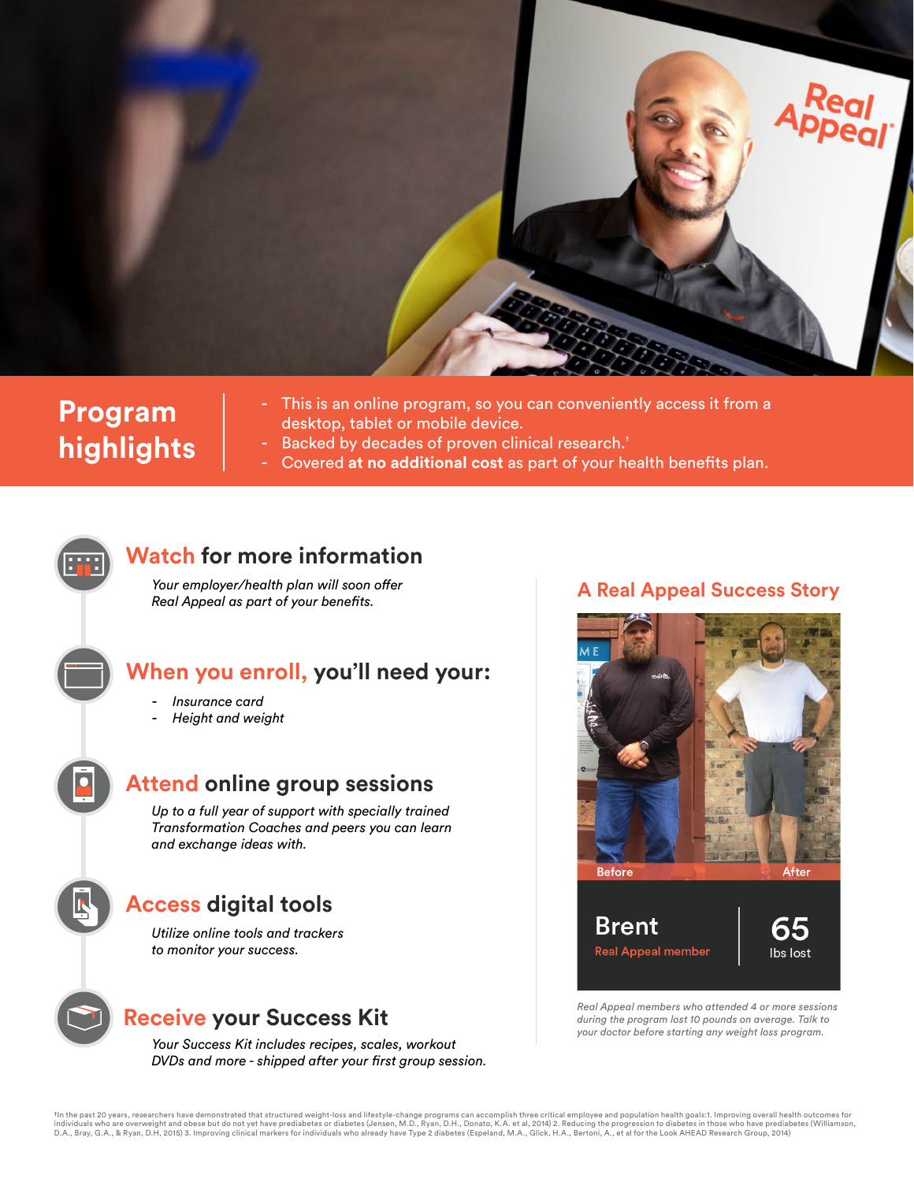## Program highlights

- This is an online program, so you can conveniently access it from a desktop, tablet or mobile device.
- Backed by decades of proven clinical research.†
- Covered **at no additional cost** as part of your health benefits plan.

### Watch for more information

*Your employer/health plan will soon offer Real Appeal as part of your benefits.*

### When you enroll, you'll need your:

- *Insurance card*
- *Height and weight*

### Attend online group sessions

*Up to a full year of support with specially trained Transformation Coaches and peers you can learn and exchange ideas with.*

### Access digital tools

*Utilize online tools and trackers to monitor your success.*

### Receive your Success Kit

*Your Success Kit includes recipes, scales, workout DVDs and more - shipped after your first group session.*

### A Real Appeal Success Story

Before

After

Brent

Real Appeal member

65

lbs lost

*Real Appeal members who attended 4 or more sessions during the program lost 10 pounds on average. Talk to your doctor before starting any weight loss program.*

†In the past 20 years, researchers have demonstrated that structured weight-loss and lifestyle-change programs can accomplish three critical employee and population health goals:1. Improving overall health outcomes for individuals who are overweight and obese but do not yet have prediabetes or diabetes (Jensen, M.D., Ryan, D.H., Donato, K.A. et al, 2014) 2. Reducing the progression to diabetes in those who have prediabetes (Williamson, D.A., Bray, G.A., & Ryan, D.H, 2015) 3. Improving clinical markers for individuals who already have Type 2 diabetes (Espeland, M.A., Glick, H.A., Bertoni, A., et al for the Look AHEAD Research Group, 2014)